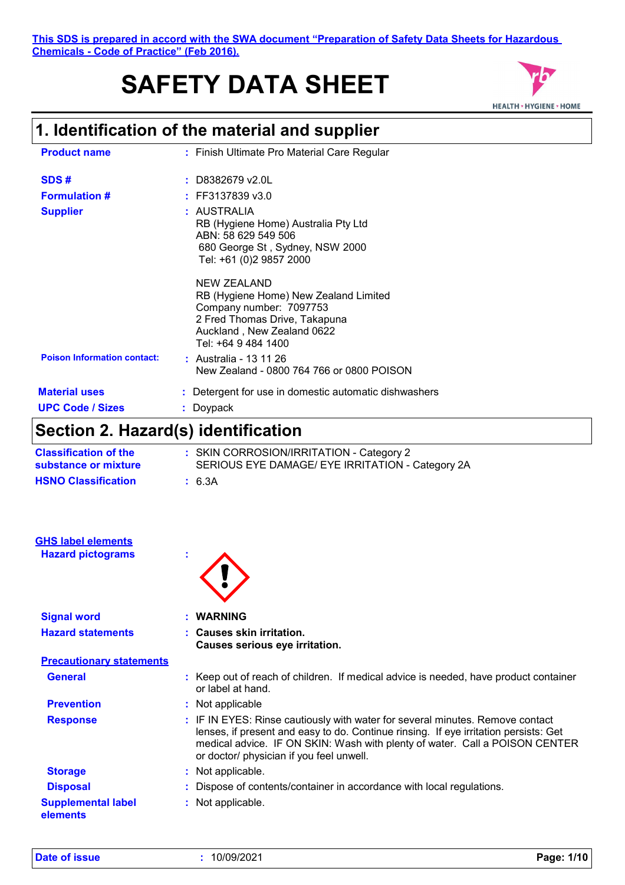This SDS is prepared in accord with the SWA document "Preparation of Safety Data Sheets for Hazardous Chemicals - Code of Practice" (Feb 2016).

# SAFETY DATA SHEET

HEALTH • HYGIENE • HOME

## 1. Identification of the material and supplier

**Product name** : Finish Ultimate Pro Material Care Regular

**SDS #** : D8382679 v2.0L

**Formulation #** : FF3137839 v3.0

**Supplier** : AUSTRALIA
RB (Hygiene Home) Australia Pty Ltd
ABN: 58 629 549 506
680 George St , Sydney, NSW 2000
Tel: +61 (0)2 9857 2000

NEW ZEALAND
RB (Hygiene Home) New Zealand Limited
Company number: 7097753
2 Fred Thomas Drive, Takapuna
Auckland , New Zealand 0622
Tel: +64 9 484 1400

**Poison Information contact:** : Australia - 13 11 26
New Zealand - 0800 764 766 or 0800 POISON

**Material uses** : Detergent for use in domestic automatic dishwashers

**UPC Code / Sizes** : Doypack

## Section 2. Hazard(s) identification

**Classification of the substance or mixture** : SKIN CORROSION/IRRITATION - Category 2
SERIOUS EYE DAMAGE/ EYE IRRITATION - Category 2A

**HSNO Classification** : 6.3A

**GHS label elements**

**Hazard pictograms** :

**Signal word** : **WARNING**

**Hazard statements** : **Causes skin irritation.**
**Causes serious eye irritation.**

**Precautionary statements**

**General** : Keep out of reach of children. If medical advice is needed, have product container or label at hand.

**Prevention** : Not applicable

**Response** : IF IN EYES: Rinse cautiously with water for several minutes. Remove contact lenses, if present and easy to do. Continue rinsing. If eye irritation persists: Get medical advice. IF ON SKIN: Wash with plenty of water. Call a POISON CENTER or doctor/ physician if you feel unwell.

**Storage** : Not applicable.

**Disposal** : Dispose of contents/container in accordance with local regulations.

**Supplemental label elements** : Not applicable.

**Date of issue** : 10/09/2021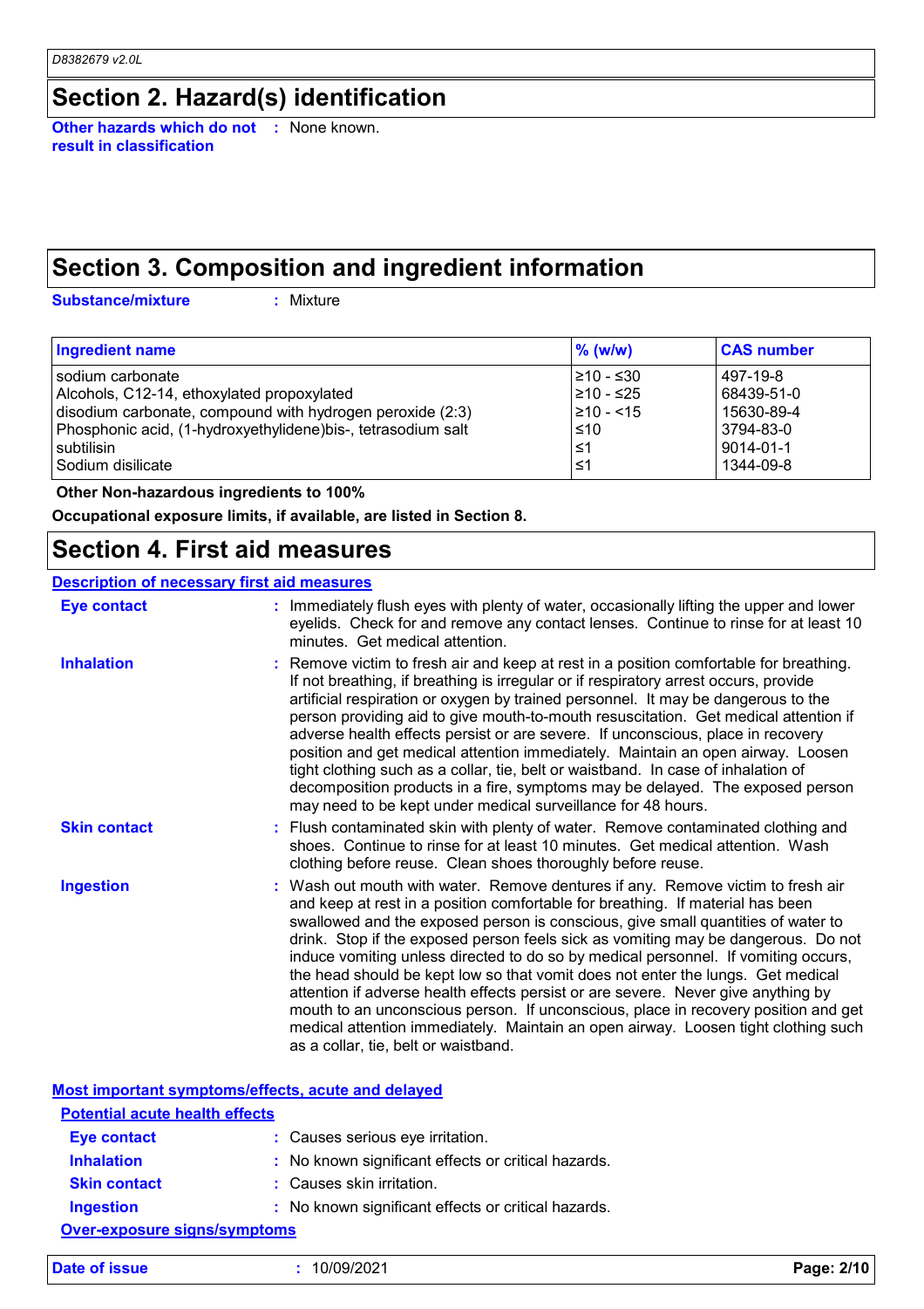## Section 2. Hazard(s) identification

**Other hazards which do not result in classification** : None known.

## Section 3. Composition and ingredient information

**Substance/mixture** : Mixture

| Ingredient name | % (w/w) | CAS number |
|---|---|---|
| sodium carbonate | ≥10 - ≤30 | 497-19-8 |
| Alcohols, C12-14, ethoxylated propoxylated | ≥10 - ≤25 | 68439-51-0 |
| disodium carbonate, compound with hydrogen peroxide (2:3) | ≥10 - <15 | 15630-89-4 |
| Phosphonic acid, (1-hydroxyethylidene)bis-, tetrasodium salt | ≤10 | 3794-83-0 |
| subtilisin | ≤1 | 9014-01-1 |
| Sodium disilicate | ≤1 | 1344-09-8 |

**Other Non-hazardous ingredients to 100%**

**Occupational exposure limits, if available, are listed in Section 8.**

## Section 4. First aid measures

### Description of necessary first aid measures

**Eye contact** : Immediately flush eyes with plenty of water, occasionally lifting the upper and lower eyelids. Check for and remove any contact lenses. Continue to rinse for at least 10 minutes. Get medical attention.

**Inhalation** : Remove victim to fresh air and keep at rest in a position comfortable for breathing. If not breathing, if breathing is irregular or if respiratory arrest occurs, provide artificial respiration or oxygen by trained personnel. It may be dangerous to the person providing aid to give mouth-to-mouth resuscitation. Get medical attention if adverse health effects persist or are severe. If unconscious, place in recovery position and get medical attention immediately. Maintain an open airway. Loosen tight clothing such as a collar, tie, belt or waistband. In case of inhalation of decomposition products in a fire, symptoms may be delayed. The exposed person may need to be kept under medical surveillance for 48 hours.

**Skin contact** : Flush contaminated skin with plenty of water. Remove contaminated clothing and shoes. Continue to rinse for at least 10 minutes. Get medical attention. Wash clothing before reuse. Clean shoes thoroughly before reuse.

**Ingestion** : Wash out mouth with water. Remove dentures if any. Remove victim to fresh air and keep at rest in a position comfortable for breathing. If material has been swallowed and the exposed person is conscious, give small quantities of water to drink. Stop if the exposed person feels sick as vomiting may be dangerous. Do not induce vomiting unless directed to do so by medical personnel. If vomiting occurs, the head should be kept low so that vomit does not enter the lungs. Get medical attention if adverse health effects persist or are severe. Never give anything by mouth to an unconscious person. If unconscious, place in recovery position and get medical attention immediately. Maintain an open airway. Loosen tight clothing such as a collar, tie, belt or waistband.

### Most important symptoms/effects, acute and delayed

#### Potential acute health effects

**Eye contact** : Causes serious eye irritation.

**Inhalation** : No known significant effects or critical hazards.

**Skin contact** : Causes skin irritation.

**Ingestion** : No known significant effects or critical hazards.

#### Over-exposure signs/symptoms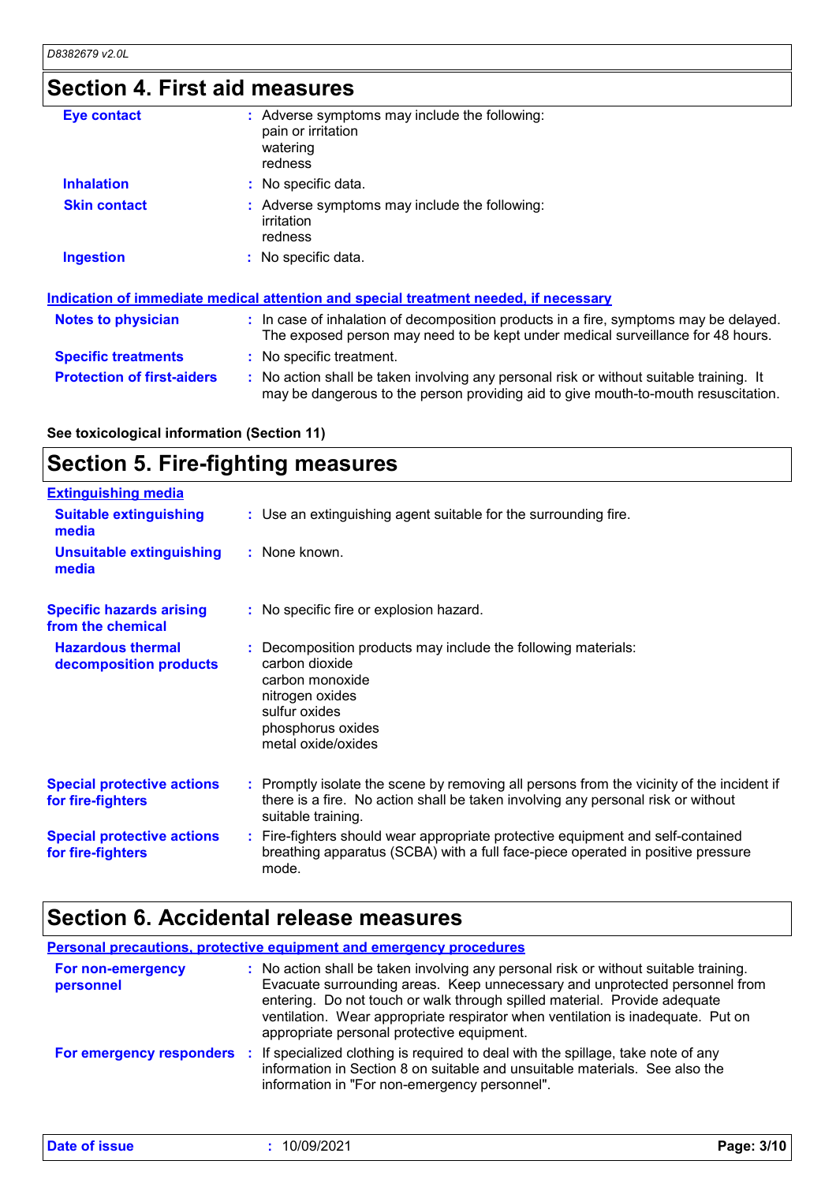## Section 4. First aid measures

| | | |
|---|---|---|
| **Eye contact** | : | Adverse symptoms may include the following:<br>pain or irritation<br>watering<br>redness |
| **Inhalation** | : | No specific data. |
| **Skin contact** | : | Adverse symptoms may include the following:<br>irritation<br>redness |
| **Ingestion** | : | No specific data. |

### Indication of immediate medical attention and special treatment needed, if necessary

| | | |
|---|---|---|
| **Notes to physician** | : | In case of inhalation of decomposition products in a fire, symptoms may be delayed. The exposed person may need to be kept under medical surveillance for 48 hours. |
| **Specific treatments** | : | No specific treatment. |
| **Protection of first-aiders** | : | No action shall be taken involving any personal risk or without suitable training. It may be dangerous to the person providing aid to give mouth-to-mouth resuscitation. |

**See toxicological information (Section 11)**

## Section 5. Fire-fighting measures

### Extinguishing media

| | | |
|---|---|---|
| **Suitable extinguishing media** | : | Use an extinguishing agent suitable for the surrounding fire. |
| **Unsuitable extinguishing media** | : | None known. |
| **Specific hazards arising from the chemical** | : | No specific fire or explosion hazard. |
| **Hazardous thermal decomposition products** | : | Decomposition products may include the following materials:<br>carbon dioxide<br>carbon monoxide<br>nitrogen oxides<br>sulfur oxides<br>phosphorus oxides<br>metal oxide/oxides |
| **Special protective actions for fire-fighters** | : | Promptly isolate the scene by removing all persons from the vicinity of the incident if there is a fire. No action shall be taken involving any personal risk or without suitable training. |
| **Special protective actions for fire-fighters** | : | Fire-fighters should wear appropriate protective equipment and self-contained breathing apparatus (SCBA) with a full face-piece operated in positive pressure mode. |

## Section 6. Accidental release measures

### Personal precautions, protective equipment and emergency procedures

| | | |
|---|---|---|
| **For non-emergency personnel** | : | No action shall be taken involving any personal risk or without suitable training. Evacuate surrounding areas. Keep unnecessary and unprotected personnel from entering. Do not touch or walk through spilled material. Provide adequate ventilation. Wear appropriate respirator when ventilation is inadequate. Put on appropriate personal protective equipment. |
| **For emergency responders** | : | If specialized clothing is required to deal with the spillage, take note of any information in Section 8 on suitable and unsuitable materials. See also the information in "For non-emergency personnel". |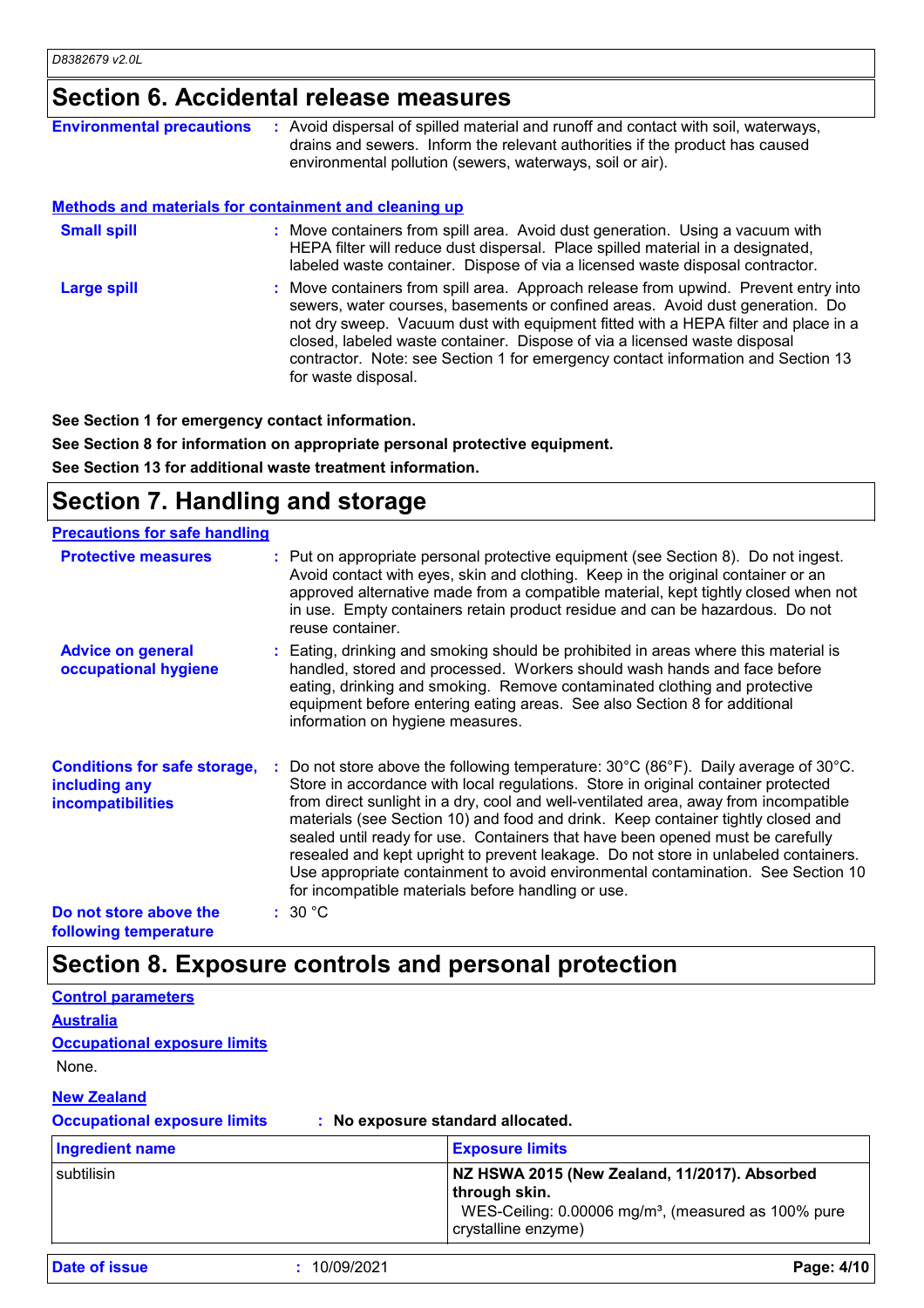## Section 6. Accidental release measures

**Environmental precautions** : Avoid dispersal of spilled material and runoff and contact with soil, waterways, drains and sewers. Inform the relevant authorities if the product has caused environmental pollution (sewers, waterways, soil or air).

**Methods and materials for containment and cleaning up**

**Small spill** : Move containers from spill area. Avoid dust generation. Using a vacuum with HEPA filter will reduce dust dispersal. Place spilled material in a designated, labeled waste container. Dispose of via a licensed waste disposal contractor.

**Large spill** : Move containers from spill area. Approach release from upwind. Prevent entry into sewers, water courses, basements or confined areas. Avoid dust generation. Do not dry sweep. Vacuum dust with equipment fitted with a HEPA filter and place in a closed, labeled waste container. Dispose of via a licensed waste disposal contractor. Note: see Section 1 for emergency contact information and Section 13 for waste disposal.

**See Section 1 for emergency contact information.**

**See Section 8 for information on appropriate personal protective equipment.**

**See Section 13 for additional waste treatment information.**

## Section 7. Handling and storage

**Precautions for safe handling**

**Protective measures** : Put on appropriate personal protective equipment (see Section 8). Do not ingest. Avoid contact with eyes, skin and clothing. Keep in the original container or an approved alternative made from a compatible material, kept tightly closed when not in use. Empty containers retain product residue and can be hazardous. Do not reuse container.

**Advice on general occupational hygiene** : Eating, drinking and smoking should be prohibited in areas where this material is handled, stored and processed. Workers should wash hands and face before eating, drinking and smoking. Remove contaminated clothing and protective equipment before entering eating areas. See also Section 8 for additional information on hygiene measures.

**Conditions for safe storage, including any incompatibilities** : Do not store above the following temperature: 30°C (86°F). Daily average of 30°C. Store in accordance with local regulations. Store in original container protected from direct sunlight in a dry, cool and well-ventilated area, away from incompatible materials (see Section 10) and food and drink. Keep container tightly closed and sealed until ready for use. Containers that have been opened must be carefully resealed and kept upright to prevent leakage. Do not store in unlabeled containers. Use appropriate containment to avoid environmental contamination. See Section 10 for incompatible materials before handling or use.

**Do not store above the following temperature** : 30 °C

## Section 8. Exposure controls and personal protection

**Control parameters**

**Australia**

**Occupational exposure limits**

None.

**New Zealand**

**Occupational exposure limits** : **No exposure standard allocated.**

| Ingredient name | Exposure limits |
|---|---|
| subtilisin | **NZ HSWA 2015 (New Zealand, 11/2017). Absorbed through skin.**<br>WES-Ceiling: 0.00006 mg/m³, (measured as 100% pure crystalline enzyme) |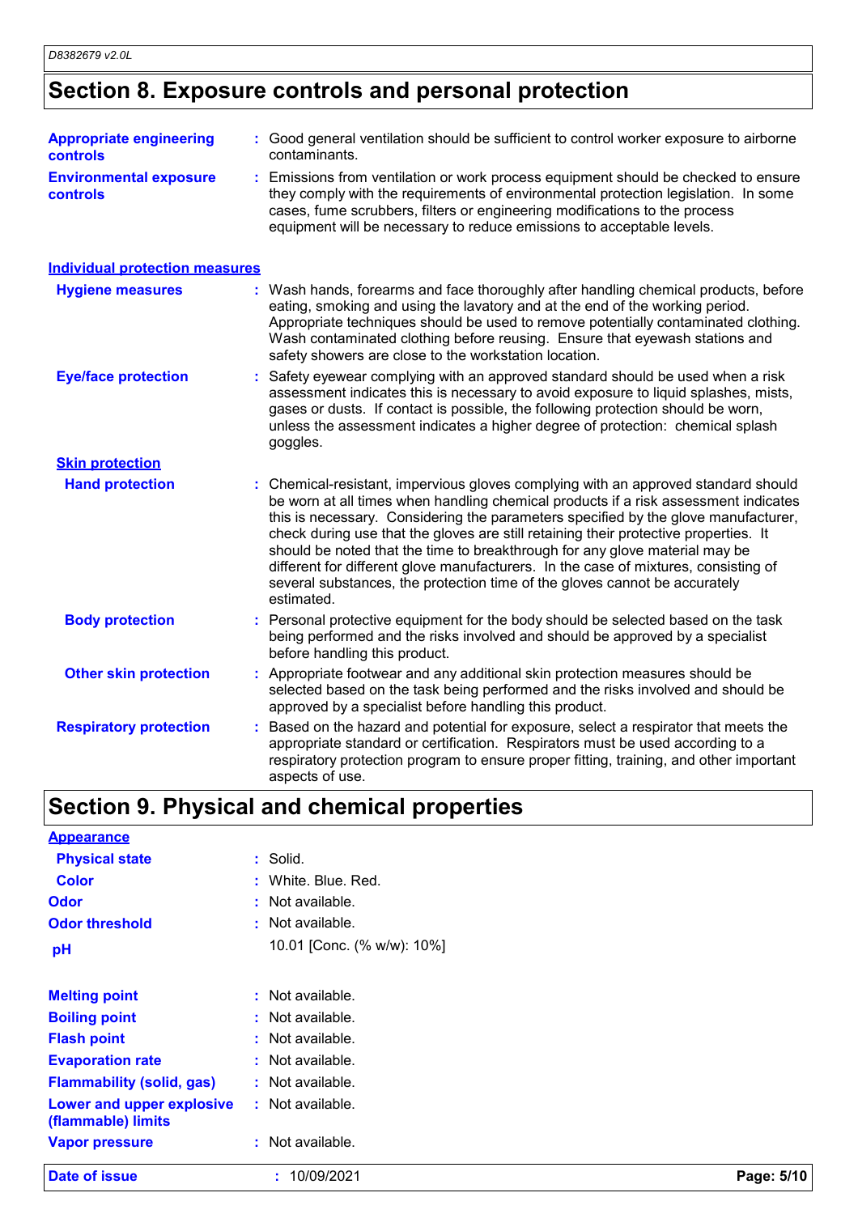## Section 8. Exposure controls and personal protection

| | |
|---|---|
| **Appropriate engineering controls** | : Good general ventilation should be sufficient to control worker exposure to airborne contaminants. |
| **Environmental exposure controls** | : Emissions from ventilation or work process equipment should be checked to ensure they comply with the requirements of environmental protection legislation. In some cases, fume scrubbers, filters or engineering modifications to the process equipment will be necessary to reduce emissions to acceptable levels. |

### Individual protection measures

| | |
|---|---|
| **Hygiene measures** | : Wash hands, forearms and face thoroughly after handling chemical products, before eating, smoking and using the lavatory and at the end of the working period. Appropriate techniques should be used to remove potentially contaminated clothing. Wash contaminated clothing before reusing. Ensure that eyewash stations and safety showers are close to the workstation location. |
| **Eye/face protection** | : Safety eyewear complying with an approved standard should be used when a risk assessment indicates this is necessary to avoid exposure to liquid splashes, mists, gases or dusts. If contact is possible, the following protection should be worn, unless the assessment indicates a higher degree of protection: chemical splash goggles. |

**Skin protection**

| | |
|---|---|
| **Hand protection** | : Chemical-resistant, impervious gloves complying with an approved standard should be worn at all times when handling chemical products if a risk assessment indicates this is necessary. Considering the parameters specified by the glove manufacturer, check during use that the gloves are still retaining their protective properties. It should be noted that the time to breakthrough for any glove material may be different for different glove manufacturers. In the case of mixtures, consisting of several substances, the protection time of the gloves cannot be accurately estimated. |
| **Body protection** | : Personal protective equipment for the body should be selected based on the task being performed and the risks involved and should be approved by a specialist before handling this product. |
| **Other skin protection** | : Appropriate footwear and any additional skin protection measures should be selected based on the task being performed and the risks involved and should be approved by a specialist before handling this product. |
| **Respiratory protection** | : Based on the hazard and potential for exposure, select a respirator that meets the appropriate standard or certification. Respirators must be used according to a respiratory protection program to ensure proper fitting, training, and other important aspects of use. |

## Section 9. Physical and chemical properties

**Appearance**

| | |
|---|---|
| **Physical state** | : Solid. |
| **Color** | : White. Blue. Red. |
| **Odor** | : Not available. |
| **Odor threshold** | : Not available. |
| **pH** | 10.01 [Conc. (% w/w): 10%] |
| **Melting point** | : Not available. |
| **Boiling point** | : Not available. |
| **Flash point** | : Not available. |
| **Evaporation rate** | : Not available. |
| **Flammability (solid, gas)** | : Not available. |
| **Lower and upper explosive (flammable) limits** | : Not available. |
| **Vapor pressure** | : Not available. |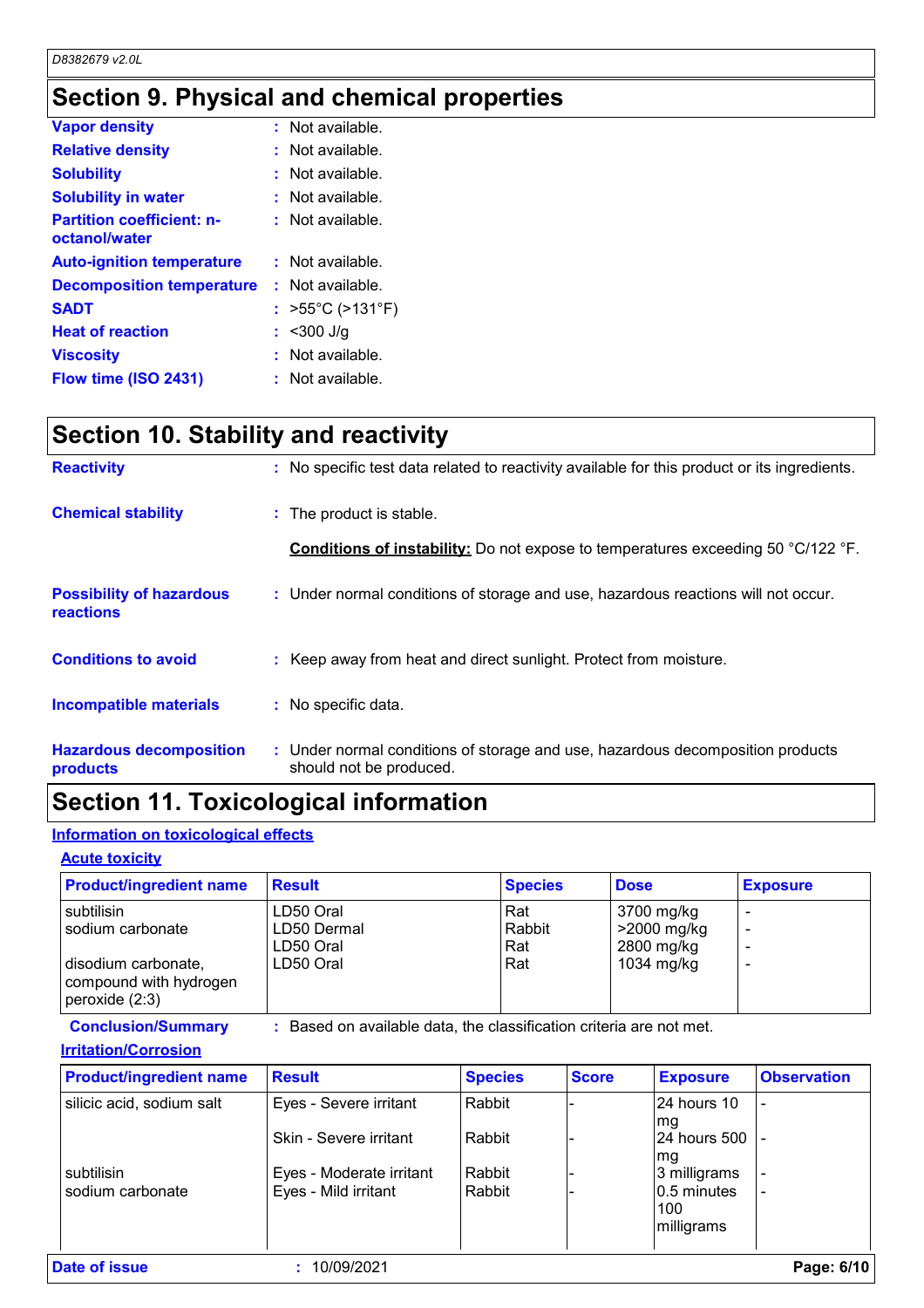## Section 9. Physical and chemical properties

| | |
|---|---|
| **Vapor density** | : Not available. |
| **Relative density** | : Not available. |
| **Solubility** | : Not available. |
| **Solubility in water** | : Not available. |
| **Partition coefficient: n-octanol/water** | : Not available. |
| **Auto-ignition temperature** | : Not available. |
| **Decomposition temperature** | : Not available. |
| **SADT** | : >55°C (>131°F) |
| **Heat of reaction** | : <300 J/g |
| **Viscosity** | : Not available. |
| **Flow time (ISO 2431)** | : Not available. |

## Section 10. Stability and reactivity

**Reactivity** : No specific test data related to reactivity available for this product or its ingredients.

**Chemical stability** : The product is stable.

**Conditions of instability:** Do not expose to temperatures exceeding 50 °C/122 °F.

**Possibility of hazardous reactions** : Under normal conditions of storage and use, hazardous reactions will not occur.

**Conditions to avoid** : Keep away from heat and direct sunlight. Protect from moisture.

**Incompatible materials** : No specific data.

**Hazardous decomposition products** : Under normal conditions of storage and use, hazardous decomposition products should not be produced.

## Section 11. Toxicological information

### Information on toxicological effects

#### Acute toxicity

| Product/ingredient name | Result | Species | Dose | Exposure |
|---|---|---|---|---|
| subtilisin | LD50 Oral | Rat | 3700 mg/kg | - |
| sodium carbonate | LD50 Dermal | Rabbit | >2000 mg/kg | - |
| | LD50 Oral | Rat | 2800 mg/kg | - |
| disodium carbonate, compound with hydrogen peroxide (2:3) | LD50 Oral | Rat | 1034 mg/kg | - |

**Conclusion/Summary** : Based on available data, the classification criteria are not met.

#### Irritation/Corrosion

| Product/ingredient name | Result | Species | Score | Exposure | Observation |
|---|---|---|---|---|---|
| silicic acid, sodium salt | Eyes - Severe irritant | Rabbit | - | 24 hours 10 mg | - |
| | Skin - Severe irritant | Rabbit | - | 24 hours 500 mg | - |
| subtilisin | Eyes - Moderate irritant | Rabbit | - | 3 milligrams | - |
| sodium carbonate | Eyes - Mild irritant | Rabbit | - | 0.5 minutes 100 milligrams | - |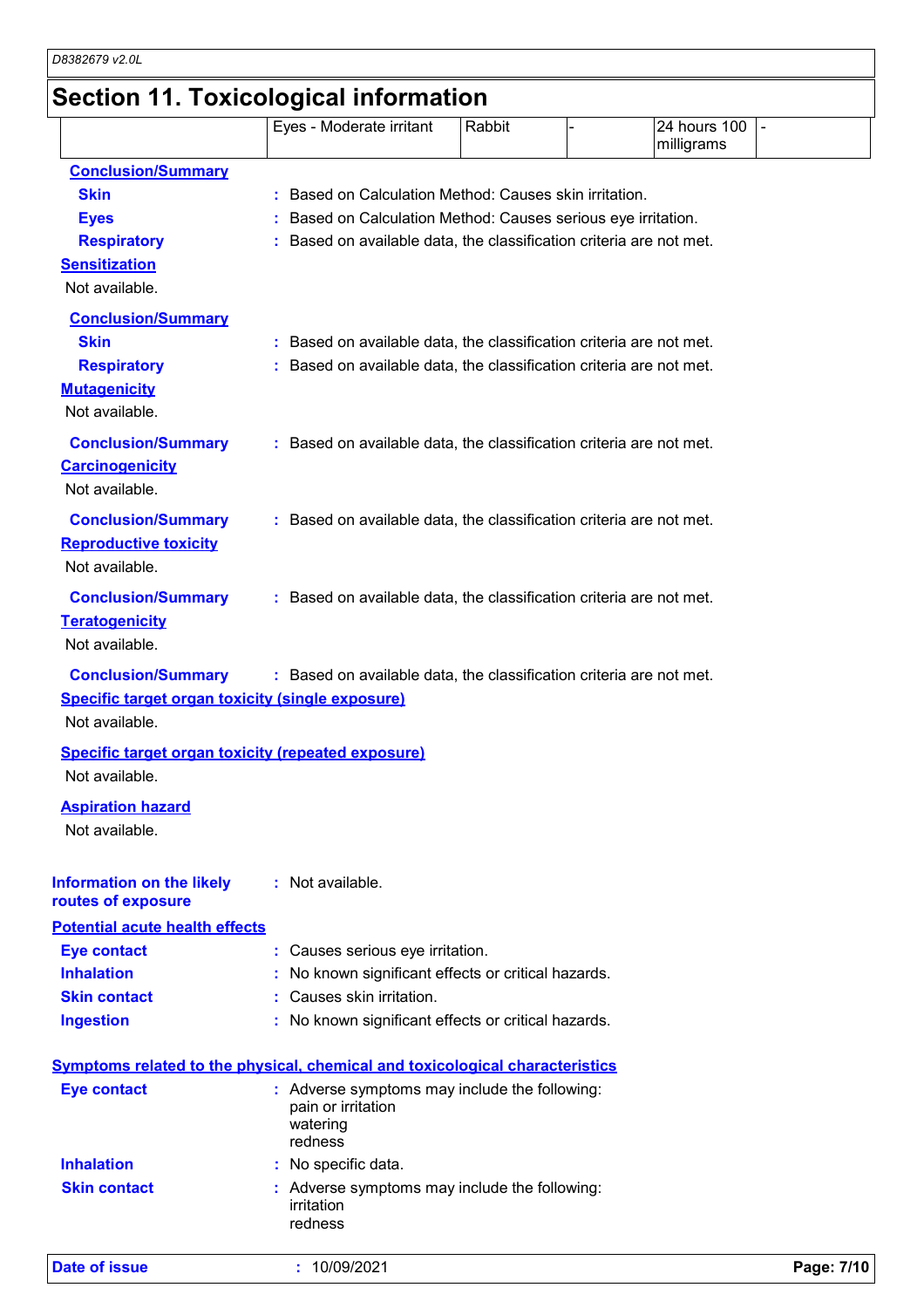## Section 11. Toxicological information

| | | | | | |
|---|---|---|---|---|---|
| | Eyes - Moderate irritant | Rabbit | - | 24 hours 100 milligrams | - |

**Conclusion/Summary**

**Skin** : Based on Calculation Method: Causes skin irritation.

**Eyes** : Based on Calculation Method: Causes serious eye irritation.

**Respiratory** : Based on available data, the classification criteria are not met.

**Sensitization**

Not available.

**Conclusion/Summary**

**Skin** : Based on available data, the classification criteria are not met.

**Respiratory** : Based on available data, the classification criteria are not met.

**Mutagenicity**

Not available.

**Conclusion/Summary** : Based on available data, the classification criteria are not met.

**Carcinogenicity**

Not available.

**Conclusion/Summary** : Based on available data, the classification criteria are not met.

**Reproductive toxicity**

Not available.

**Conclusion/Summary** : Based on available data, the classification criteria are not met.

**Teratogenicity**

Not available.

**Conclusion/Summary** : Based on available data, the classification criteria are not met.

**Specific target organ toxicity (single exposure)**

Not available.

**Specific target organ toxicity (repeated exposure)**

Not available.

**Aspiration hazard**

Not available.

**Information on the likely routes of exposure** : Not available.

**Potential acute health effects**

**Eye contact** : Causes serious eye irritation.

**Inhalation** : No known significant effects or critical hazards.

**Skin contact** : Causes skin irritation.

**Ingestion** : No known significant effects or critical hazards.

**Symptoms related to the physical, chemical and toxicological characteristics**

**Eye contact** : Adverse symptoms may include the following:
pain or irritation
watering
redness

**Inhalation** : No specific data.

**Skin contact** : Adverse symptoms may include the following:
irritation
redness

**Date of issue** : 10/09/2021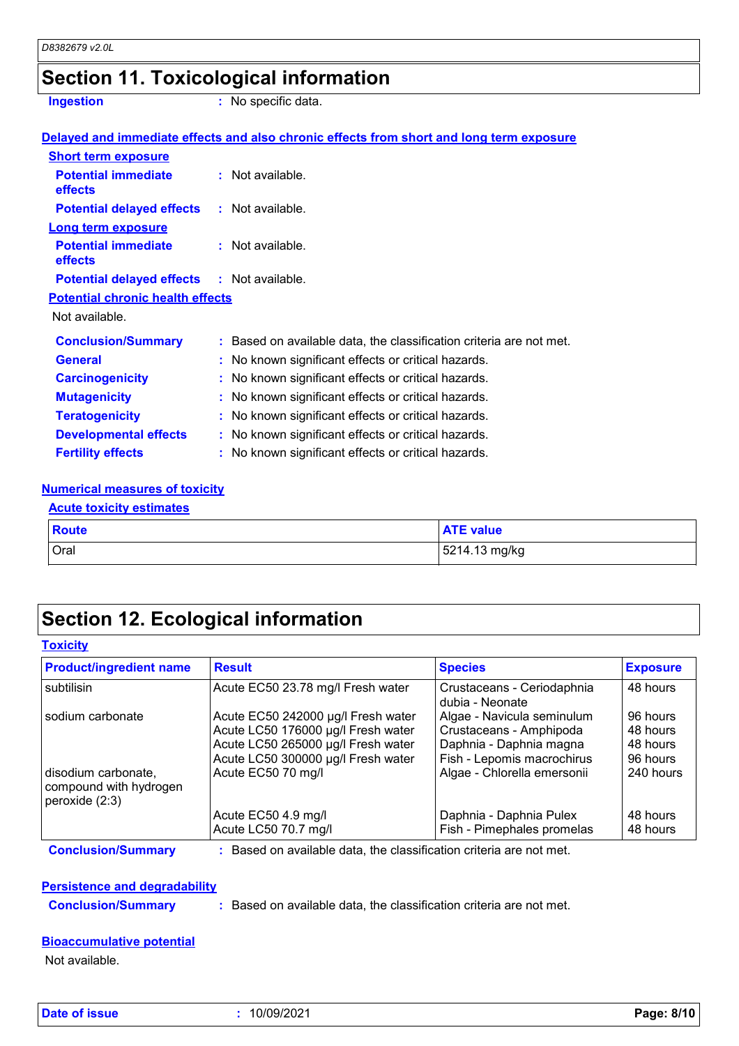## Section 11. Toxicological information

**Ingestion** : No specific data.

**Delayed and immediate effects and also chronic effects from short and long term exposure**

**Short term exposure**

**Potential immediate effects** : Not available.

**Potential delayed effects** : Not available.

**Long term exposure**

**Potential immediate effects** : Not available.

**Potential delayed effects** : Not available.

**Potential chronic health effects**

Not available.

**Conclusion/Summary** : Based on available data, the classification criteria are not met.

**General** : No known significant effects or critical hazards.

**Carcinogenicity** : No known significant effects or critical hazards.

**Mutagenicity** : No known significant effects or critical hazards.

**Teratogenicity** : No known significant effects or critical hazards.

**Developmental effects** : No known significant effects or critical hazards.

**Fertility effects** : No known significant effects or critical hazards.

**Numerical measures of toxicity**

**Acute toxicity estimates**

| Route | ATE value |
|---|---|
| Oral | 5214.13 mg/kg |

## Section 12. Ecological information

**Toxicity**

| Product/ingredient name | Result | Species | Exposure |
|---|---|---|---|
| subtilisin | Acute EC50 23.78 mg/l Fresh water | Crustaceans - Ceriodaphnia dubia - Neonate | 48 hours |
| sodium carbonate | Acute EC50 242000 µg/l Fresh water | Algae - Navicula seminulum | 96 hours |
| | Acute LC50 176000 µg/l Fresh water | Crustaceans - Amphipoda | 48 hours |
| | Acute LC50 265000 µg/l Fresh water | Daphnia - Daphnia magna | 48 hours |
| | Acute LC50 300000 µg/l Fresh water | Fish - Lepomis macrochirus | 96 hours |
| disodium carbonate, compound with hydrogen peroxide (2:3) | Acute EC50 70 mg/l | Algae - Chlorella emersonii | 240 hours |
| | Acute EC50 4.9 mg/l | Daphnia - Daphnia Pulex | 48 hours |
| | Acute LC50 70.7 mg/l | Fish - Pimephales promelas | 48 hours |

**Conclusion/Summary** : Based on available data, the classification criteria are not met.

**Persistence and degradability**

**Conclusion/Summary** : Based on available data, the classification criteria are not met.

**Bioaccumulative potential**

Not available.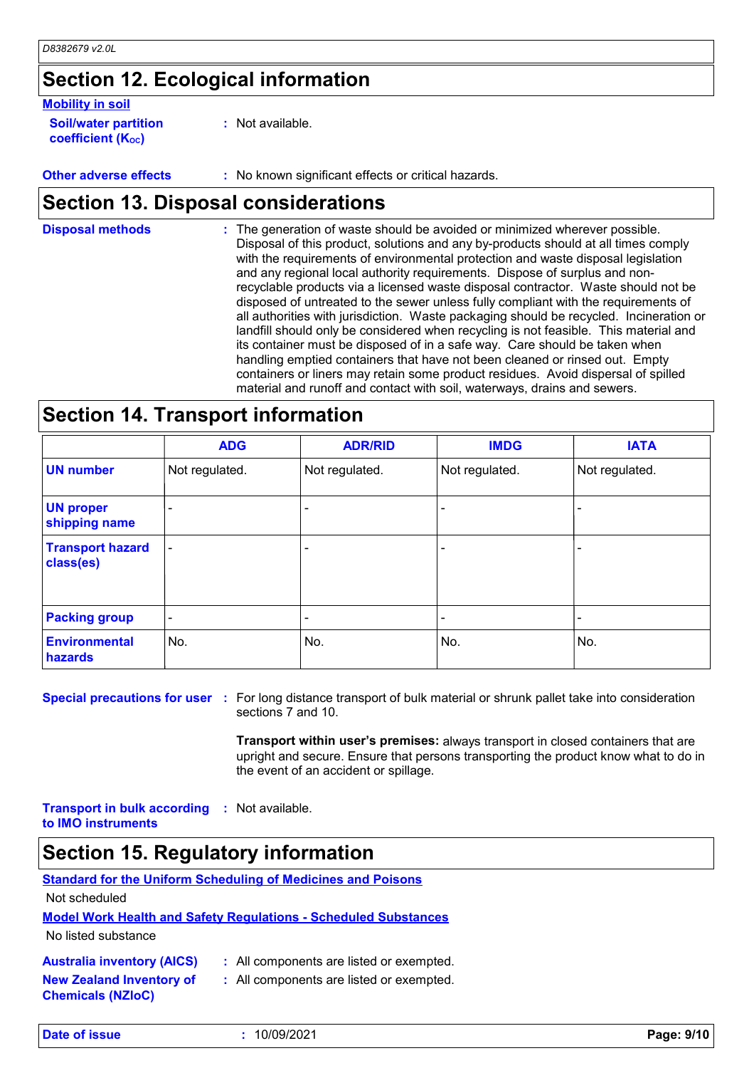## Section 12. Ecological information

**Mobility in soil**

**Soil/water partition coefficient ($K_{OC}$)** : Not available.

**Other adverse effects** : No known significant effects or critical hazards.

## Section 13. Disposal considerations

**Disposal methods** : The generation of waste should be avoided or minimized wherever possible. Disposal of this product, solutions and any by-products should at all times comply with the requirements of environmental protection and waste disposal legislation and any regional local authority requirements. Dispose of surplus and non-recyclable products via a licensed waste disposal contractor. Waste should not be disposed of untreated to the sewer unless fully compliant with the requirements of all authorities with jurisdiction. Waste packaging should be recycled. Incineration or landfill should only be considered when recycling is not feasible. This material and its container must be disposed of in a safe way. Care should be taken when handling emptied containers that have not been cleaned or rinsed out. Empty containers or liners may retain some product residues. Avoid dispersal of spilled material and runoff and contact with soil, waterways, drains and sewers.

## Section 14. Transport information

| | ADG | ADR/RID | IMDG | IATA |
|---|---|---|---|---|
| **UN number** | Not regulated. | Not regulated. | Not regulated. | Not regulated. |
| **UN proper shipping name** | - | - | - | - |
| **Transport hazard class(es)** | - | - | - | - |
| **Packing group** | - | - | - | - |
| **Environmental hazards** | No. | No. | No. | No. |

**Special precautions for user** : For long distance transport of bulk material or shrunk pallet take into consideration sections 7 and 10.

**Transport within user's premises:** always transport in closed containers that are upright and secure. Ensure that persons transporting the product know what to do in the event of an accident or spillage.

**Transport in bulk according to IMO instruments** : Not available.

## Section 15. Regulatory information

**Standard for the Uniform Scheduling of Medicines and Poisons**

Not scheduled

**Model Work Health and Safety Regulations - Scheduled Substances**

No listed substance

**Australia inventory (AICS)** : All components are listed or exempted.

**New Zealand Inventory of Chemicals (NZIoC)** : All components are listed or exempted.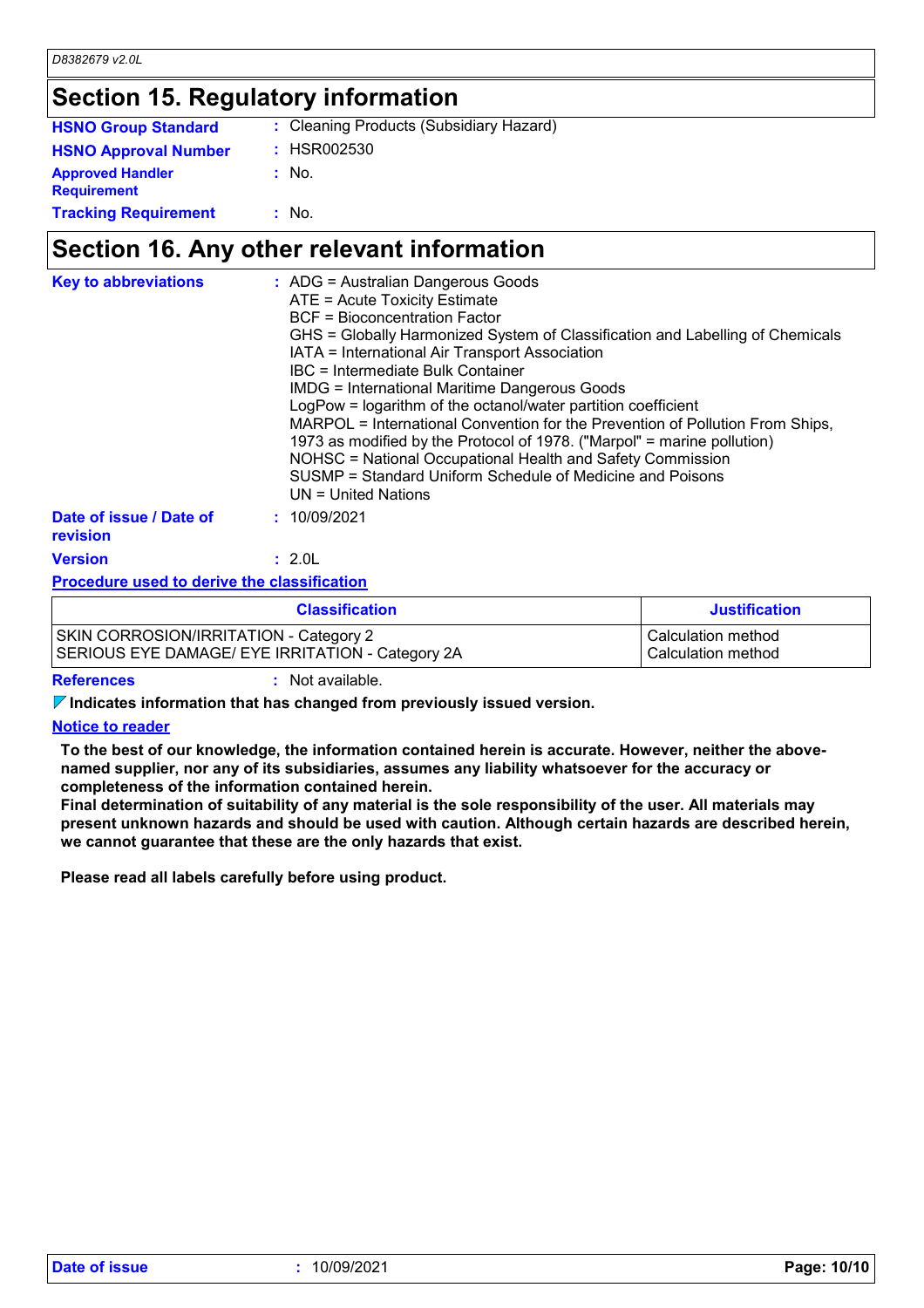## Section 15. Regulatory information

**HSNO Group Standard** : Cleaning Products (Subsidiary Hazard)

**HSNO Approval Number** : HSR002530

**Approved Handler Requirement** : No.

**Tracking Requirement** : No.

## Section 16. Any other relevant information

**Key to abbreviations** :
ADG = Australian Dangerous Goods
ATE = Acute Toxicity Estimate
BCF = Bioconcentration Factor
GHS = Globally Harmonized System of Classification and Labelling of Chemicals
IATA = International Air Transport Association
IBC = Intermediate Bulk Container
IMDG = International Maritime Dangerous Goods
LogPow = logarithm of the octanol/water partition coefficient
MARPOL = International Convention for the Prevention of Pollution From Ships, 1973 as modified by the Protocol of 1978. ("Marpol" = marine pollution)
NOHSC = National Occupational Health and Safety Commission
SUSMP = Standard Uniform Schedule of Medicine and Poisons
UN = United Nations

**Date of issue / Date of revision** : 10/09/2021

**Version** : 2.0L

**Procedure used to derive the classification**

| Classification | Justification |
|---|---|
| SKIN CORROSION/IRRITATION - Category 2 | Calculation method |
| SERIOUS EYE DAMAGE/ EYE IRRITATION - Category 2A | Calculation method |

**References** : Not available.

**Indicates information that has changed from previously issued version.**

**Notice to reader**

**To the best of our knowledge, the information contained herein is accurate. However, neither the above-named supplier, nor any of its subsidiaries, assumes any liability whatsoever for the accuracy or completeness of the information contained herein.**
**Final determination of suitability of any material is the sole responsibility of the user. All materials may present unknown hazards and should be used with caution. Although certain hazards are described herein, we cannot guarantee that these are the only hazards that exist.**

**Please read all labels carefully before using product.**